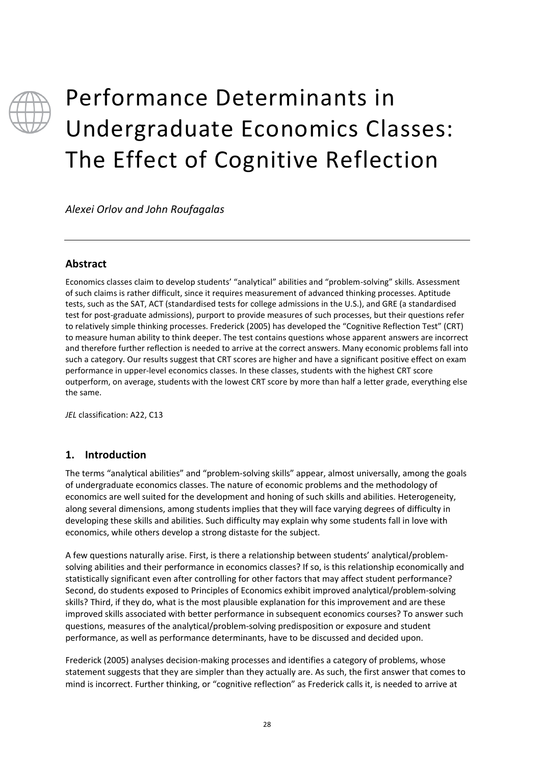# Performance Determinants in Undergraduate Economics Classes: The Effect of Cognitive Reflection

*Alexei Orlov and John Roufagalas*

## Abstract

Economics classes claim to develop students' "analytical" abilities and "problem-solving" skills. Assessment of such claims is rather difficult, since it requires measurement of advanced thinking processes. Aptitude tests, such as the SAT, ACT (standardised tests for college admissions in the U.S.), and GRE (a standardised test for post-graduate admissions), purport to provide measures of such processes, but their questions refer to relatively simple thinking processes. Frederick (2005) has developed the "Cognitive Reflection Test" (CRT) to measure human ability to think deeper. The test contains questions whose apparent answers are incorrect and therefore further reflection is needed to arrive at the correct answers. Many economic problems fall into such a category. Our results suggest that CRT scores are higher and have a significant positive effect on exam performance in upper-level economics classes. In these classes, students with the highest CRT score outperform, on average, students with the lowest CRT score by more than half a letter grade, everything else the same.

*JEL* classification: A22, C13

## 1. Introduction

The terms "analytical abilities" and "problem-solving skills" appear, almost universally, among the goals of undergraduate economics classes. The nature of economic problems and the methodology of economics are well suited for the development and honing of such skills and abilities. Heterogeneity, along several dimensions, among students implies that they will face varying degrees of difficulty in developing these skills and abilities. Such difficulty may explain why some students fall in love with economics, while others develop a strong distaste for the subject.

A few questions naturally arise. First, is there a relationship between students' analytical/problem-solving abilities and their performance in economics classes? If so, is this relationship economically and statistically significant even after controlling for other factors that may affect student performance? Second, do students exposed to Principles of Economics exhibit improved analytical/problem-solving skills? Third, if they do, what is the most plausible explanation for this improvement and are these improved skills associated with better performance in subsequent economics courses? To answer such questions, measures of the analytical/problem-solving predisposition or exposure and student performance, as well as performance determinants, have to be discussed and decided upon.

Frederick (2005) analyses decision-making processes and identifies a category of problems, whose statement suggests that they are simpler than they actually are. As such, the first answer that comes to mind is incorrect. Further thinking, or "cognitive reflection" as Frederick calls it, is needed to arrive at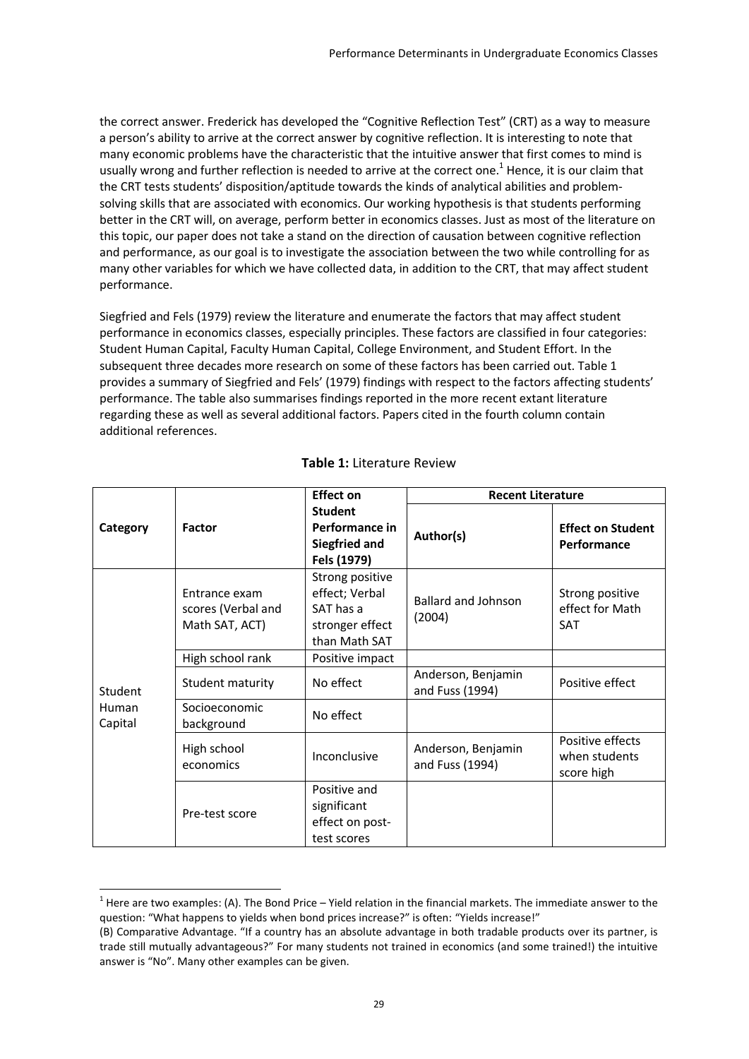the correct answer. Frederick has developed the "Cognitive Reflection Test" (CRT) as a way to measure a person's ability to arrive at the correct answer by cognitive reflection. It is interesting to note that many economic problems have the characteristic that the intuitive answer that first comes to mind is usually wrong and further reflection is needed to arrive at the correct one.[1] Hence, it is our claim that the CRT tests students' disposition/aptitude towards the kinds of analytical abilities and problem-solving skills that are associated with economics. Our working hypothesis is that students performing better in the CRT will, on average, perform better in economics classes. Just as most of the literature on this topic, our paper does not take a stand on the direction of causation between cognitive reflection and performance, as our goal is to investigate the association between the two while controlling for as many other variables for which we have collected data, in addition to the CRT, that may affect student performance.

Siegfried and Fels (1979) review the literature and enumerate the factors that may affect student performance in economics classes, especially principles. These factors are classified in four categories: Student Human Capital, Faculty Human Capital, College Environment, and Student Effort. In the subsequent three decades more research on some of these factors has been carried out. Table 1 provides a summary of Siegfried and Fels' (1979) findings with respect to the factors affecting students' performance. The table also summarises findings reported in the more recent extant literature regarding these as well as several additional factors. Papers cited in the fourth column contain additional references.

**Table 1:** Literature Review

| Category | Factor | Effect on Student Performance in Siegfried and Fels (1979) | Recent Literature | |
|---|---|---|---|---|
| | | | **Author(s)** | **Effect on Student Performance** |
| Student Human Capital | Entrance exam scores (Verbal and Math SAT, ACT) | Strong positive effect; Verbal SAT has a stronger effect than Math SAT | Ballard and Johnson (2004) | Strong positive effect for Math SAT |
| | High school rank | Positive impact | | |
| | Student maturity | No effect | Anderson, Benjamin and Fuss (1994) | Positive effect |
| | Socioeconomic background | No effect | | |
| | High school economics | Inconclusive | Anderson, Benjamin and Fuss (1994) | Positive effects when students score high |
| | Pre-test score | Positive and significant effect on post-test scores | | |

[1] Here are two examples: (A). The Bond Price – Yield relation in the financial markets. The immediate answer to the question: "What happens to yields when bond prices increase?" is often: "Yields increase!"
(B) Comparative Advantage. "If a country has an absolute advantage in both tradable products over its partner, is trade still mutually advantageous?" For many students not trained in economics (and some trained!) the intuitive answer is "No". Many other examples can be given.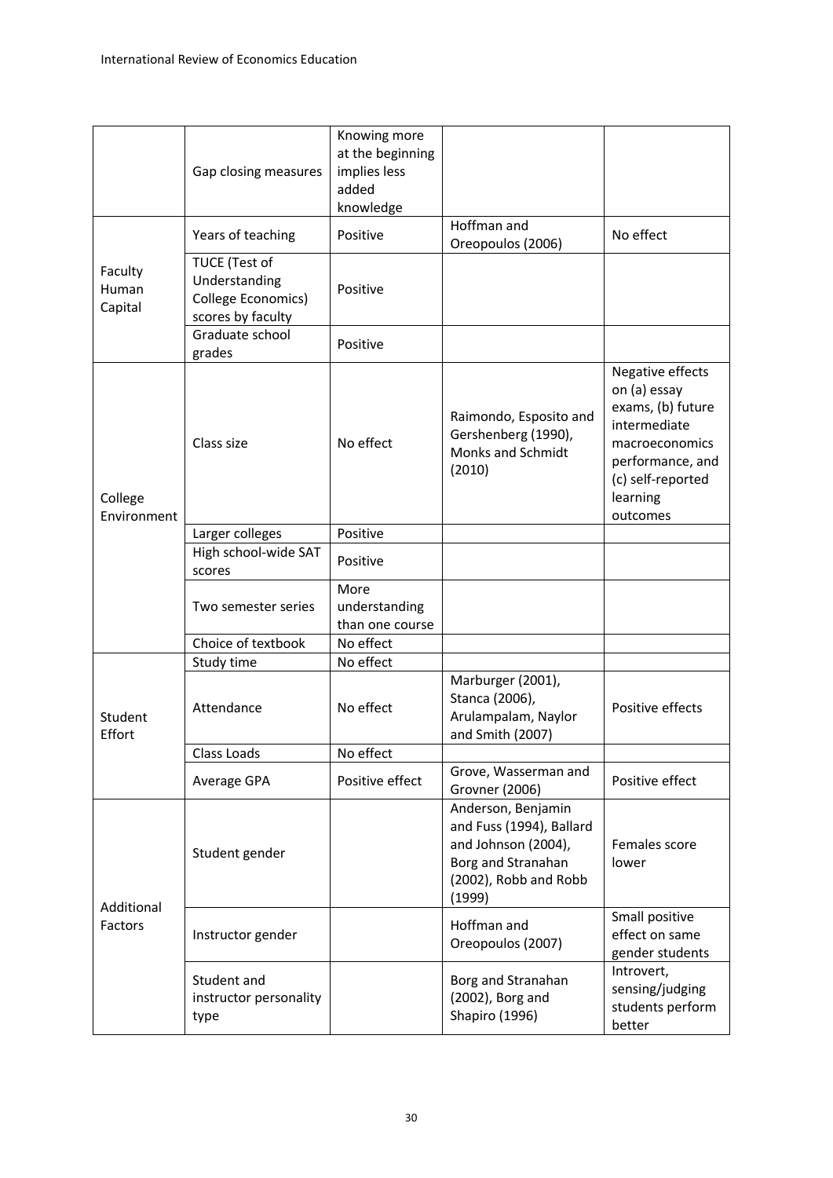|  |  |  |  |  |
|---|---|---|---|---|
|  | Gap closing measures | Knowing more at the beginning implies less added knowledge |  |  |
| Faculty Human Capital | Years of teaching | Positive | Hoffman and Oreopoulos (2006) | No effect |
|  | TUCE (Test of Understanding College Economics) scores by faculty | Positive |  |  |
|  | Graduate school grades | Positive |  |  |
| College Environment | Class size | No effect | Raimondo, Esposito and Gershenberg (1990), Monks and Schmidt (2010) | Negative effects on (a) essay exams, (b) future intermediate macroeconomics performance, and (c) self-reported learning outcomes |
|  | Larger colleges | Positive |  |  |
|  | High school-wide SAT scores | Positive |  |  |
|  | Two semester series | More understanding than one course |  |  |
|  | Choice of textbook | No effect |  |  |
| Student Effort | Study time | No effect |  |  |
|  | Attendance | No effect | Marburger (2001), Stanca (2006), Arulampalam, Naylor and Smith (2007) | Positive effects |
|  | Class Loads | No effect |  |  |
|  | Average GPA | Positive effect | Grove, Wasserman and Grovner (2006) | Positive effect |
| Additional Factors | Student gender |  | Anderson, Benjamin and Fuss (1994), Ballard and Johnson (2004), Borg and Stranahan (2002), Robb and Robb (1999) | Females score lower |
|  | Instructor gender |  | Hoffman and Oreopoulos (2007) | Small positive effect on same gender students |
|  | Student and instructor personality type |  | Borg and Stranahan (2002), Borg and Shapiro (1996) | Introvert, sensing/judging students perform better |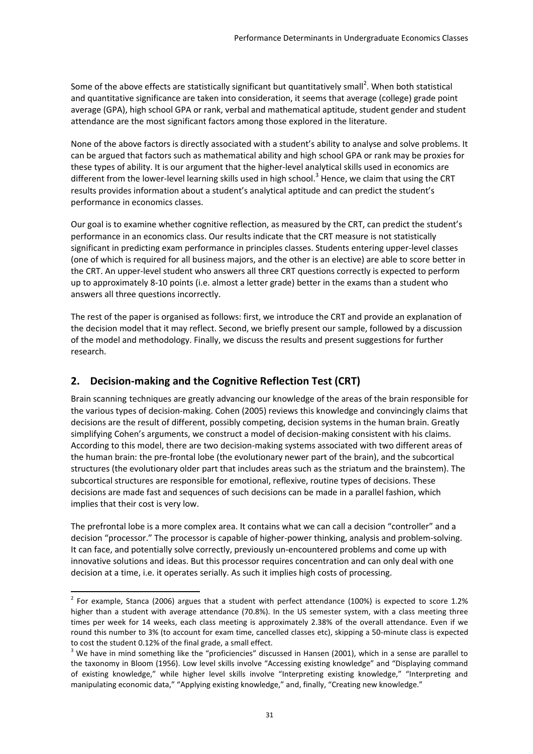Some of the above effects are statistically significant but quantitatively small[2]. When both statistical and quantitative significance are taken into consideration, it seems that average (college) grade point average (GPA), high school GPA or rank, verbal and mathematical aptitude, student gender and student attendance are the most significant factors among those explored in the literature.

None of the above factors is directly associated with a student's ability to analyse and solve problems. It can be argued that factors such as mathematical ability and high school GPA or rank may be proxies for these types of ability. It is our argument that the higher-level analytical skills used in economics are different from the lower-level learning skills used in high school.[3] Hence, we claim that using the CRT results provides information about a student's analytical aptitude and can predict the student's performance in economics classes.

Our goal is to examine whether cognitive reflection, as measured by the CRT, can predict the student's performance in an economics class. Our results indicate that the CRT measure is not statistically significant in predicting exam performance in principles classes. Students entering upper-level classes (one of which is required for all business majors, and the other is an elective) are able to score better in the CRT. An upper-level student who answers all three CRT questions correctly is expected to perform up to approximately 8-10 points (i.e. almost a letter grade) better in the exams than a student who answers all three questions incorrectly.

The rest of the paper is organised as follows: first, we introduce the CRT and provide an explanation of the decision model that it may reflect. Second, we briefly present our sample, followed by a discussion of the model and methodology. Finally, we discuss the results and present suggestions for further research.

## 2. Decision-making and the Cognitive Reflection Test (CRT)

Brain scanning techniques are greatly advancing our knowledge of the areas of the brain responsible for the various types of decision-making. Cohen (2005) reviews this knowledge and convincingly claims that decisions are the result of different, possibly competing, decision systems in the human brain. Greatly simplifying Cohen's arguments, we construct a model of decision-making consistent with his claims. According to this model, there are two decision-making systems associated with two different areas of the human brain: the pre-frontal lobe (the evolutionary newer part of the brain), and the subcortical structures (the evolutionary older part that includes areas such as the striatum and the brainstem). The subcortical structures are responsible for emotional, reflexive, routine types of decisions. These decisions are made fast and sequences of such decisions can be made in a parallel fashion, which implies that their cost is very low.

The prefrontal lobe is a more complex area. It contains what we can call a decision "controller" and a decision "processor." The processor is capable of higher-power thinking, analysis and problem-solving. It can face, and potentially solve correctly, previously un-encountered problems and come up with innovative solutions and ideas. But this processor requires concentration and can only deal with one decision at a time, i.e. it operates serially. As such it implies high costs of processing.

---

[2] For example, Stanca (2006) argues that a student with perfect attendance (100%) is expected to score 1.2% higher than a student with average attendance (70.8%). In the US semester system, with a class meeting three times per week for 14 weeks, each class meeting is approximately 2.38% of the overall attendance. Even if we round this number to 3% (to account for exam time, cancelled classes etc), skipping a 50-minute class is expected to cost the student 0.12% of the final grade, a small effect.

[3] We have in mind something like the "proficiencies" discussed in Hansen (2001), which in a sense are parallel to the taxonomy in Bloom (1956). Low level skills involve "Accessing existing knowledge" and "Displaying command of existing knowledge," while higher level skills involve "Interpreting existing knowledge," "Interpreting and manipulating economic data," "Applying existing knowledge," and, finally, "Creating new knowledge."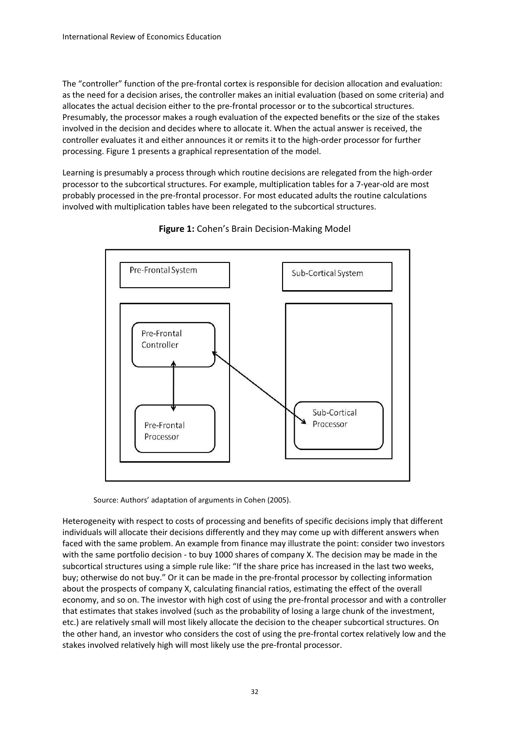The "controller" function of the pre-frontal cortex is responsible for decision allocation and evaluation: as the need for a decision arises, the controller makes an initial evaluation (based on some criteria) and allocates the actual decision either to the pre-frontal processor or to the subcortical structures. Presumably, the processor makes a rough evaluation of the expected benefits or the size of the stakes involved in the decision and decides where to allocate it. When the actual answer is received, the controller evaluates it and either announces it or remits it to the high-order processor for further processing. Figure 1 presents a graphical representation of the model.

Learning is presumably a process through which routine decisions are relegated from the high-order processor to the subcortical structures. For example, multiplication tables for a 7-year-old are most probably processed in the pre-frontal processor. For most educated adults the routine calculations involved with multiplication tables have been relegated to the subcortical structures.

**Figure 1:** Cohen's Brain Decision-Making Model

Pre-Frontal System

Sub-Cortical System

Pre-Frontal Controller

Pre-Frontal Processor

Sub-Cortical Processor

Source: Authors' adaptation of arguments in Cohen (2005).

Heterogeneity with respect to costs of processing and benefits of specific decisions imply that different individuals will allocate their decisions differently and they may come up with different answers when faced with the same problem. An example from finance may illustrate the point: consider two investors with the same portfolio decision - to buy 1000 shares of company X. The decision may be made in the subcortical structures using a simple rule like: "If the share price has increased in the last two weeks, buy; otherwise do not buy." Or it can be made in the pre-frontal processor by collecting information about the prospects of company X, calculating financial ratios, estimating the effect of the overall economy, and so on. The investor with high cost of using the pre-frontal processor and with a controller that estimates that stakes involved (such as the probability of losing a large chunk of the investment, etc.) are relatively small will most likely allocate the decision to the cheaper subcortical structures. On the other hand, an investor who considers the cost of using the pre-frontal cortex relatively low and the stakes involved relatively high will most likely use the pre-frontal processor.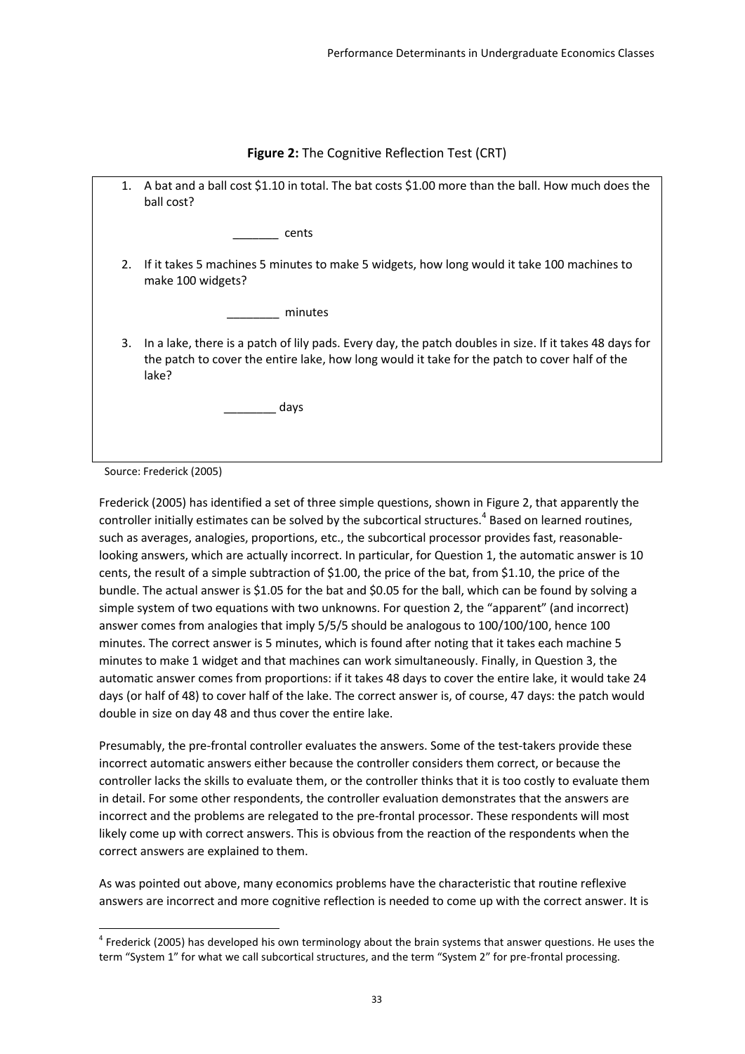**Figure 2:** The Cognitive Reflection Test (CRT)

1. A bat and a ball cost $1.10 in total. The bat costs $1.00 more than the ball. How much does the ball cost?

   _______ cents

2. If it takes 5 machines 5 minutes to make 5 widgets, how long would it take 100 machines to make 100 widgets?

   ________ minutes

3. In a lake, there is a patch of lily pads. Every day, the patch doubles in size. If it takes 48 days for the patch to cover the entire lake, how long would it take for the patch to cover half of the lake?

   ________ days

Source: Frederick (2005)

Frederick (2005) has identified a set of three simple questions, shown in Figure 2, that apparently the controller initially estimates can be solved by the subcortical structures.[4] Based on learned routines, such as averages, analogies, proportions, etc., the subcortical processor provides fast, reasonable-looking answers, which are actually incorrect. In particular, for Question 1, the automatic answer is 10 cents, the result of a simple subtraction of $1.00, the price of the bat, from $1.10, the price of the bundle. The actual answer is $1.05 for the bat and $0.05 for the ball, which can be found by solving a simple system of two equations with two unknowns. For question 2, the "apparent" (and incorrect) answer comes from analogies that imply 5/5/5 should be analogous to 100/100/100, hence 100 minutes. The correct answer is 5 minutes, which is found after noting that it takes each machine 5 minutes to make 1 widget and that machines can work simultaneously. Finally, in Question 3, the automatic answer comes from proportions: if it takes 48 days to cover the entire lake, it would take 24 days (or half of 48) to cover half of the lake. The correct answer is, of course, 47 days: the patch would double in size on day 48 and thus cover the entire lake.

Presumably, the pre-frontal controller evaluates the answers. Some of the test-takers provide these incorrect automatic answers either because the controller considers them correct, or because the controller lacks the skills to evaluate them, or the controller thinks that it is too costly to evaluate them in detail. For some other respondents, the controller evaluation demonstrates that the answers are incorrect and the problems are relegated to the pre-frontal processor. These respondents will most likely come up with correct answers. This is obvious from the reaction of the respondents when the correct answers are explained to them.

As was pointed out above, many economics problems have the characteristic that routine reflexive answers are incorrect and more cognitive reflection is needed to come up with the correct answer. It is

[4] Frederick (2005) has developed his own terminology about the brain systems that answer questions. He uses the term "System 1" for what we call subcortical structures, and the term "System 2" for pre-frontal processing.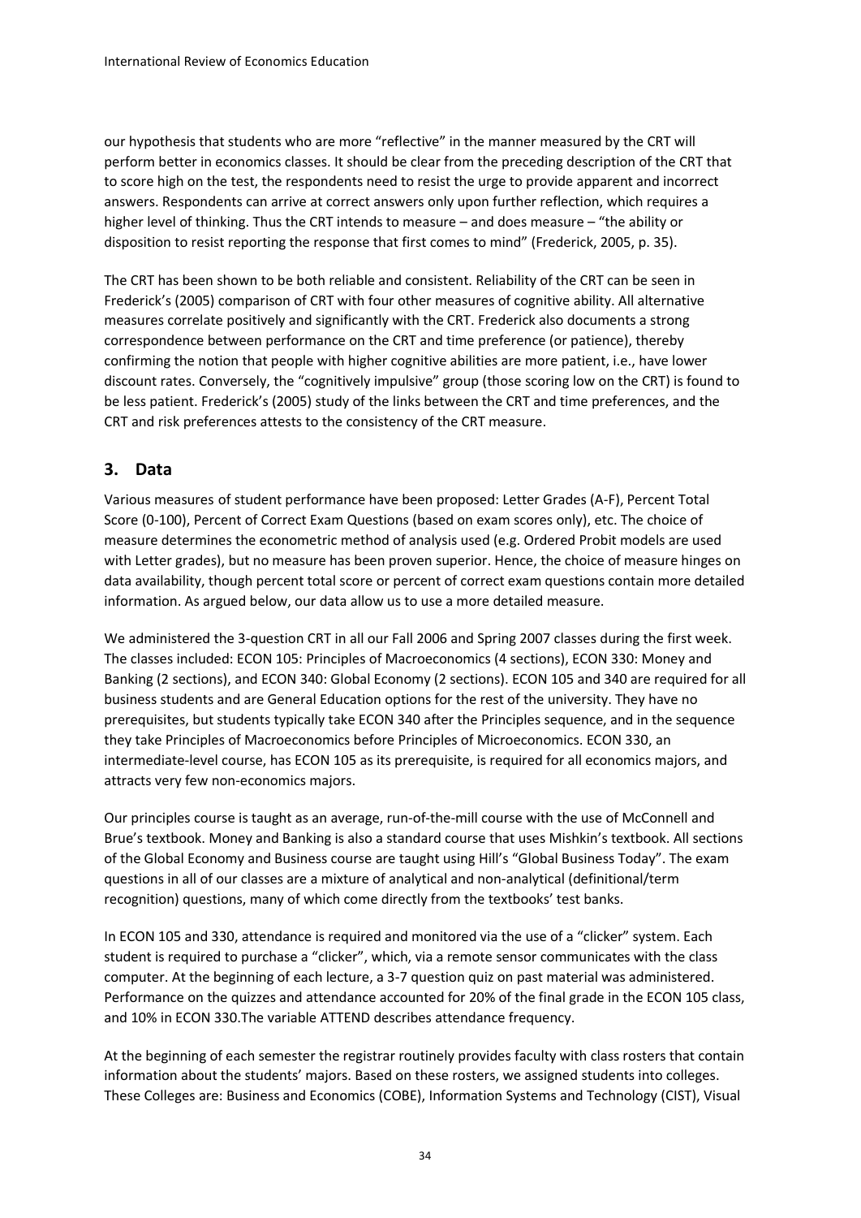our hypothesis that students who are more "reflective" in the manner measured by the CRT will perform better in economics classes. It should be clear from the preceding description of the CRT that to score high on the test, the respondents need to resist the urge to provide apparent and incorrect answers. Respondents can arrive at correct answers only upon further reflection, which requires a higher level of thinking. Thus the CRT intends to measure – and does measure – "the ability or disposition to resist reporting the response that first comes to mind" (Frederick, 2005, p. 35).

The CRT has been shown to be both reliable and consistent. Reliability of the CRT can be seen in Frederick's (2005) comparison of CRT with four other measures of cognitive ability. All alternative measures correlate positively and significantly with the CRT. Frederick also documents a strong correspondence between performance on the CRT and time preference (or patience), thereby confirming the notion that people with higher cognitive abilities are more patient, i.e., have lower discount rates. Conversely, the "cognitively impulsive" group (those scoring low on the CRT) is found to be less patient. Frederick's (2005) study of the links between the CRT and time preferences, and the CRT and risk preferences attests to the consistency of the CRT measure.

## 3. Data

Various measures of student performance have been proposed: Letter Grades (A-F), Percent Total Score (0-100), Percent of Correct Exam Questions (based on exam scores only), etc. The choice of measure determines the econometric method of analysis used (e.g. Ordered Probit models are used with Letter grades), but no measure has been proven superior. Hence, the choice of measure hinges on data availability, though percent total score or percent of correct exam questions contain more detailed information. As argued below, our data allow us to use a more detailed measure.

We administered the 3-question CRT in all our Fall 2006 and Spring 2007 classes during the first week. The classes included: ECON 105: Principles of Macroeconomics (4 sections), ECON 330: Money and Banking (2 sections), and ECON 340: Global Economy (2 sections). ECON 105 and 340 are required for all business students and are General Education options for the rest of the university. They have no prerequisites, but students typically take ECON 340 after the Principles sequence, and in the sequence they take Principles of Macroeconomics before Principles of Microeconomics. ECON 330, an intermediate-level course, has ECON 105 as its prerequisite, is required for all economics majors, and attracts very few non-economics majors.

Our principles course is taught as an average, run-of-the-mill course with the use of McConnell and Brue's textbook. Money and Banking is also a standard course that uses Mishkin's textbook. All sections of the Global Economy and Business course are taught using Hill's "Global Business Today". The exam questions in all of our classes are a mixture of analytical and non-analytical (definitional/term recognition) questions, many of which come directly from the textbooks' test banks.

In ECON 105 and 330, attendance is required and monitored via the use of a "clicker" system. Each student is required to purchase a "clicker", which, via a remote sensor communicates with the class computer. At the beginning of each lecture, a 3-7 question quiz on past material was administered. Performance on the quizzes and attendance accounted for 20% of the final grade in the ECON 105 class, and 10% in ECON 330.The variable ATTEND describes attendance frequency.

At the beginning of each semester the registrar routinely provides faculty with class rosters that contain information about the students' majors. Based on these rosters, we assigned students into colleges. These Colleges are: Business and Economics (COBE), Information Systems and Technology (CIST), Visual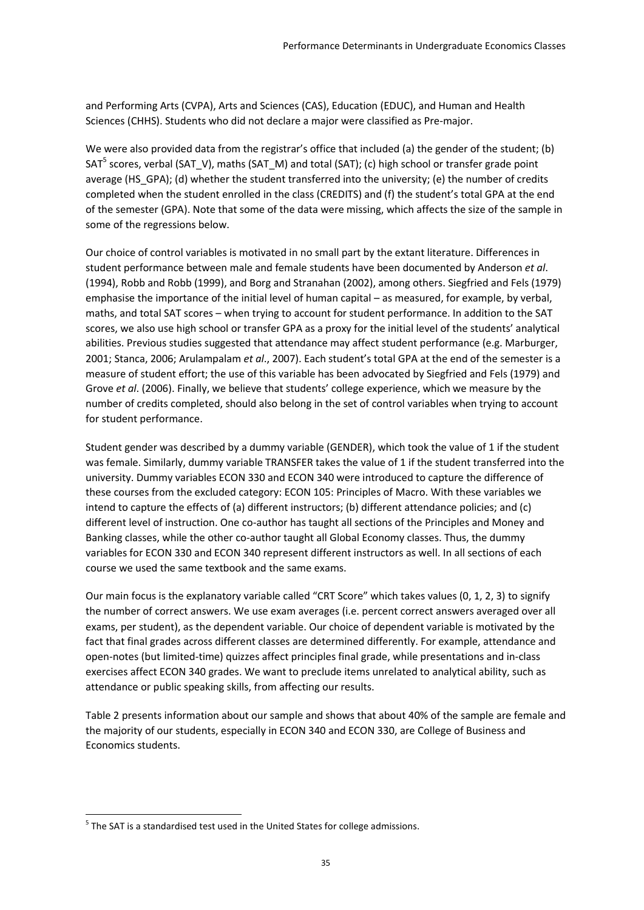and Performing Arts (CVPA), Arts and Sciences (CAS), Education (EDUC), and Human and Health Sciences (CHHS). Students who did not declare a major were classified as Pre-major.

We were also provided data from the registrar's office that included (a) the gender of the student; (b) SAT[5] scores, verbal (SAT_V), maths (SAT_M) and total (SAT); (c) high school or transfer grade point average (HS_GPA); (d) whether the student transferred into the university; (e) the number of credits completed when the student enrolled in the class (CREDITS) and (f) the student's total GPA at the end of the semester (GPA). Note that some of the data were missing, which affects the size of the sample in some of the regressions below.

Our choice of control variables is motivated in no small part by the extant literature. Differences in student performance between male and female students have been documented by Anderson *et al*. (1994), Robb and Robb (1999), and Borg and Stranahan (2002), among others. Siegfried and Fels (1979) emphasise the importance of the initial level of human capital – as measured, for example, by verbal, maths, and total SAT scores – when trying to account for student performance. In addition to the SAT scores, we also use high school or transfer GPA as a proxy for the initial level of the students' analytical abilities. Previous studies suggested that attendance may affect student performance (e.g. Marburger, 2001; Stanca, 2006; Arulampalam *et al*., 2007). Each student's total GPA at the end of the semester is a measure of student effort; the use of this variable has been advocated by Siegfried and Fels (1979) and Grove *et al*. (2006). Finally, we believe that students' college experience, which we measure by the number of credits completed, should also belong in the set of control variables when trying to account for student performance.

Student gender was described by a dummy variable (GENDER), which took the value of 1 if the student was female. Similarly, dummy variable TRANSFER takes the value of 1 if the student transferred into the university. Dummy variables ECON 330 and ECON 340 were introduced to capture the difference of these courses from the excluded category: ECON 105: Principles of Macro. With these variables we intend to capture the effects of (a) different instructors; (b) different attendance policies; and (c) different level of instruction. One co-author has taught all sections of the Principles and Money and Banking classes, while the other co-author taught all Global Economy classes. Thus, the dummy variables for ECON 330 and ECON 340 represent different instructors as well. In all sections of each course we used the same textbook and the same exams.

Our main focus is the explanatory variable called "CRT Score" which takes values (0, 1, 2, 3) to signify the number of correct answers. We use exam averages (i.e. percent correct answers averaged over all exams, per student), as the dependent variable. Our choice of dependent variable is motivated by the fact that final grades across different classes are determined differently. For example, attendance and open-notes (but limited-time) quizzes affect principles final grade, while presentations and in-class exercises affect ECON 340 grades. We want to preclude items unrelated to analytical ability, such as attendance or public speaking skills, from affecting our results.

Table 2 presents information about our sample and shows that about 40% of the sample are female and the majority of our students, especially in ECON 340 and ECON 330, are College of Business and Economics students.

---

[5] The SAT is a standardised test used in the United States for college admissions.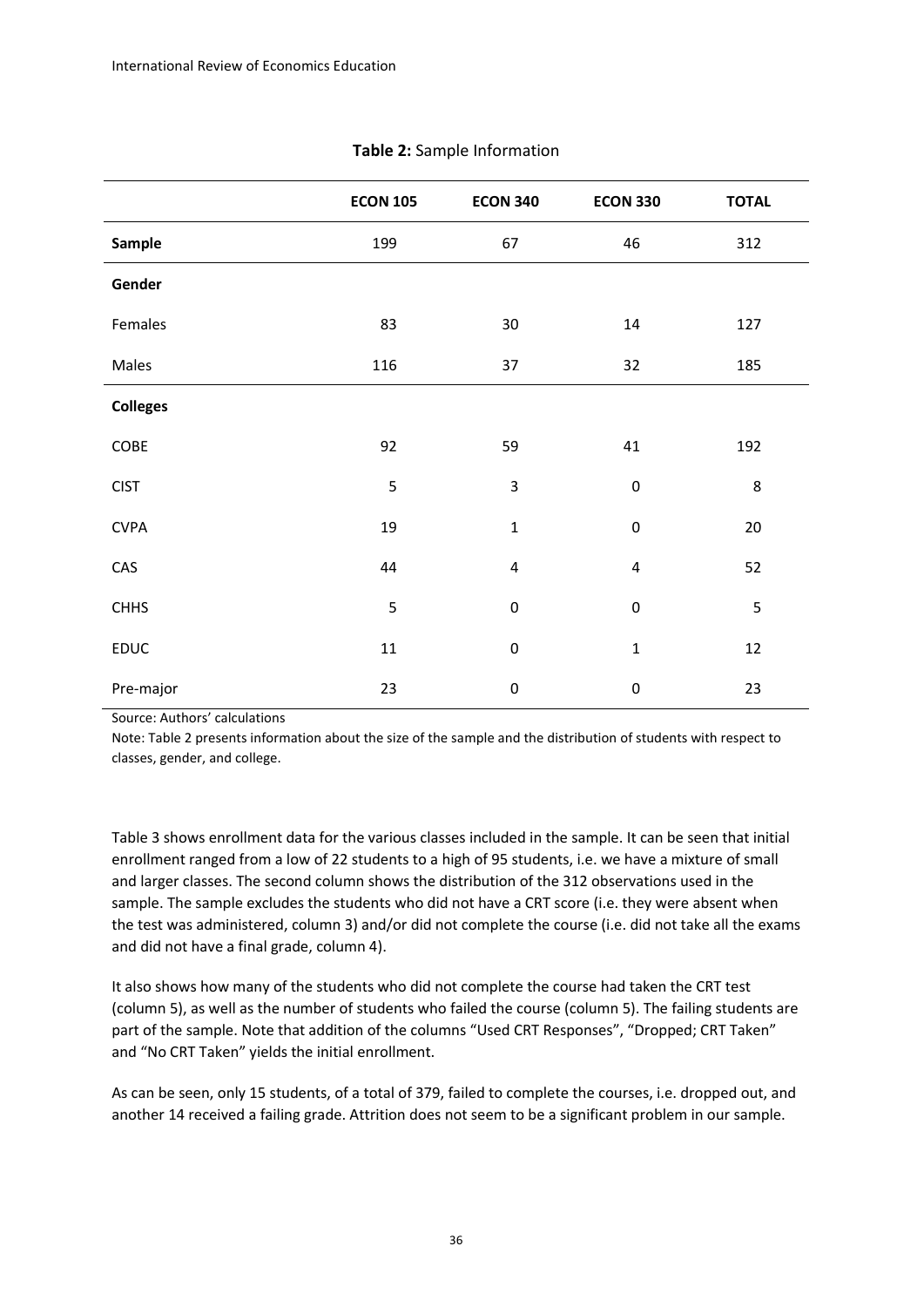**Table 2:** Sample Information

| | **ECON 105** | **ECON 340** | **ECON 330** | **TOTAL** |
|---|---|---|---|---|
| **Sample** | 199 | 67 | 46 | 312 |
| **Gender** | | | | |
| Females | 83 | 30 | 14 | 127 |
| Males | 116 | 37 | 32 | 185 |
| **Colleges** | | | | |
| COBE | 92 | 59 | 41 | 192 |
| CIST | 5 | 3 | 0 | 8 |
| CVPA | 19 | 1 | 0 | 20 |
| CAS | 44 | 4 | 4 | 52 |
| CHHS | 5 | 0 | 0 | 5 |
| EDUC | 11 | 0 | 1 | 12 |
| Pre-major | 23 | 0 | 0 | 23 |

Source: Authors' calculations

Note: Table 2 presents information about the size of the sample and the distribution of students with respect to classes, gender, and college.

Table 3 shows enrollment data for the various classes included in the sample. It can be seen that initial enrollment ranged from a low of 22 students to a high of 95 students, i.e. we have a mixture of small and larger classes. The second column shows the distribution of the 312 observations used in the sample. The sample excludes the students who did not have a CRT score (i.e. they were absent when the test was administered, column 3) and/or did not complete the course (i.e. did not take all the exams and did not have a final grade, column 4).

It also shows how many of the students who did not complete the course had taken the CRT test (column 5), as well as the number of students who failed the course (column 5). The failing students are part of the sample. Note that addition of the columns "Used CRT Responses", "Dropped; CRT Taken" and "No CRT Taken" yields the initial enrollment.

As can be seen, only 15 students, of a total of 379, failed to complete the courses, i.e. dropped out, and another 14 received a failing grade. Attrition does not seem to be a significant problem in our sample.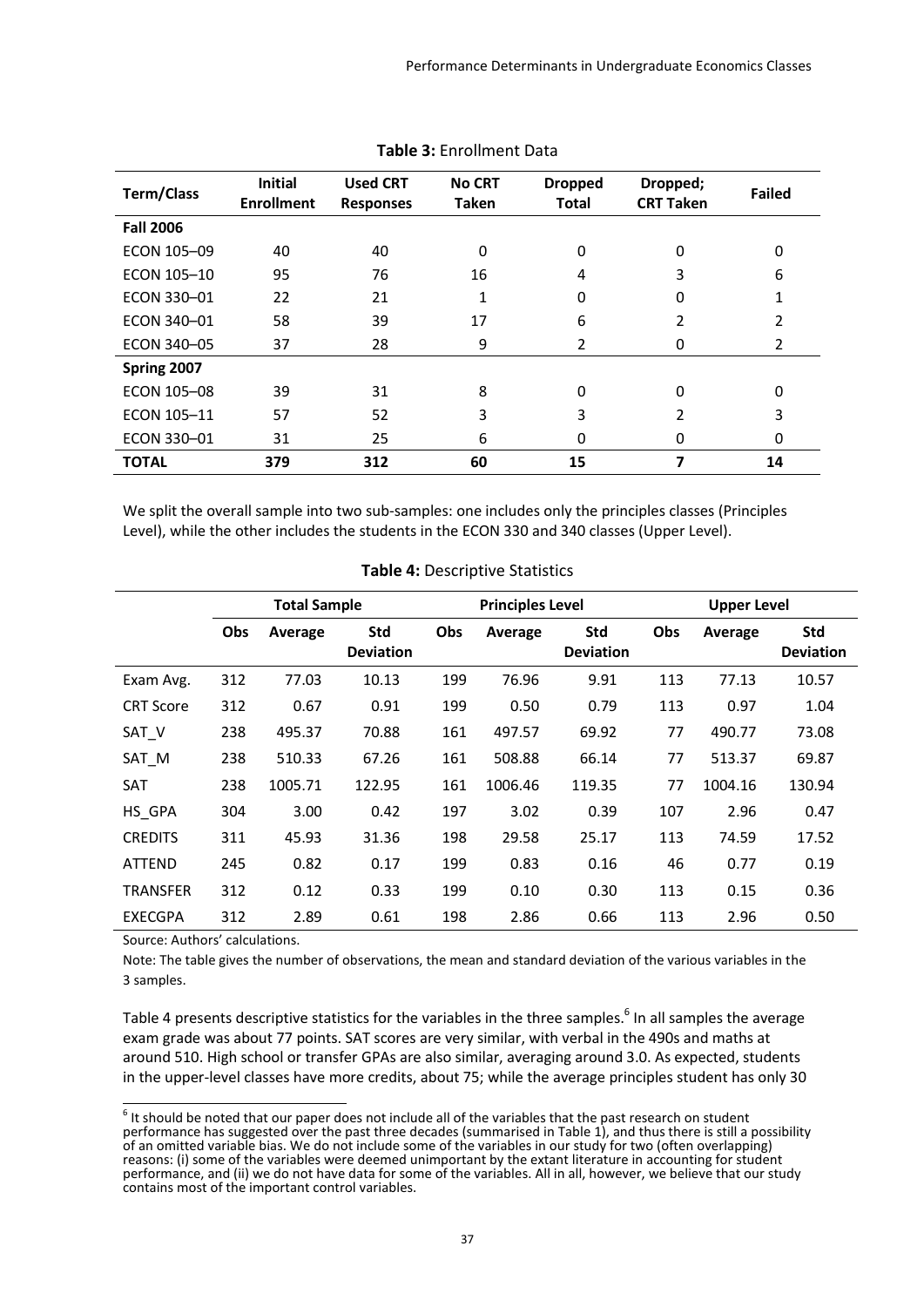**Table 3:** Enrollment Data

| Term/Class | Initial Enrollment | Used CRT Responses | No CRT Taken | Dropped Total | Dropped; CRT Taken | Failed |
|---|---|---|---|---|---|---|
| **Fall 2006** | | | | | | |
| ECON 105–09 | 40 | 40 | 0 | 0 | 0 | 0 |
| ECON 105–10 | 95 | 76 | 16 | 4 | 3 | 6 |
| ECON 330–01 | 22 | 21 | 1 | 0 | 0 | 1 |
| ECON 340–01 | 58 | 39 | 17 | 6 | 2 | 2 |
| ECON 340–05 | 37 | 28 | 9 | 2 | 0 | 2 |
| **Spring 2007** | | | | | | |
| ECON 105–08 | 39 | 31 | 8 | 0 | 0 | 0 |
| ECON 105–11 | 57 | 52 | 3 | 3 | 2 | 3 |
| ECON 330–01 | 31 | 25 | 6 | 0 | 0 | 0 |
| **TOTAL** | **379** | **312** | **60** | **15** | **7** | **14** |

We split the overall sample into two sub-samples: one includes only the principles classes (Principles Level), while the other includes the students in the ECON 330 and 340 classes (Upper Level).

**Table 4:** Descriptive Statistics

| | Total Sample | | | Principles Level | | | Upper Level | | |
|---|---|---|---|---|---|---|---|---|---|
| | Obs | Average | Std Deviation | Obs | Average | Std Deviation | Obs | Average | Std Deviation |
| Exam Avg. | 312 | 77.03 | 10.13 | 199 | 76.96 | 9.91 | 113 | 77.13 | 10.57 |
| CRT Score | 312 | 0.67 | 0.91 | 199 | 0.50 | 0.79 | 113 | 0.97 | 1.04 |
| SAT_V | 238 | 495.37 | 70.88 | 161 | 497.57 | 69.92 | 77 | 490.77 | 73.08 |
| SAT_M | 238 | 510.33 | 67.26 | 161 | 508.88 | 66.14 | 77 | 513.37 | 69.87 |
| SAT | 238 | 1005.71 | 122.95 | 161 | 1006.46 | 119.35 | 77 | 1004.16 | 130.94 |
| HS_GPA | 304 | 3.00 | 0.42 | 197 | 3.02 | 0.39 | 107 | 2.96 | 0.47 |
| CREDITS | 311 | 45.93 | 31.36 | 198 | 29.58 | 25.17 | 113 | 74.59 | 17.52 |
| ATTEND | 245 | 0.82 | 0.17 | 199 | 0.83 | 0.16 | 46 | 0.77 | 0.19 |
| TRANSFER | 312 | 0.12 | 0.33 | 199 | 0.10 | 0.30 | 113 | 0.15 | 0.36 |
| EXECGPA | 312 | 2.89 | 0.61 | 198 | 2.86 | 0.66 | 113 | 2.96 | 0.50 |

Source: Authors' calculations.

Note: The table gives the number of observations, the mean and standard deviation of the various variables in the 3 samples.

Table 4 presents descriptive statistics for the variables in the three samples.[6] In all samples the average exam grade was about 77 points. SAT scores are very similar, with verbal in the 490s and maths at around 510. High school or transfer GPAs are also similar, averaging around 3.0. As expected, students in the upper-level classes have more credits, about 75; while the average principles student has only 30

[6] It should be noted that our paper does not include all of the variables that the past research on student performance has suggested over the past three decades (summarised in Table 1), and thus there is still a possibility of an omitted variable bias. We do not include some of the variables in our study for two (often overlapping) reasons: (i) some of the variables were deemed unimportant by the extant literature in accounting for student performance, and (ii) we do not have data for some of the variables. All in all, however, we believe that our study contains most of the important control variables.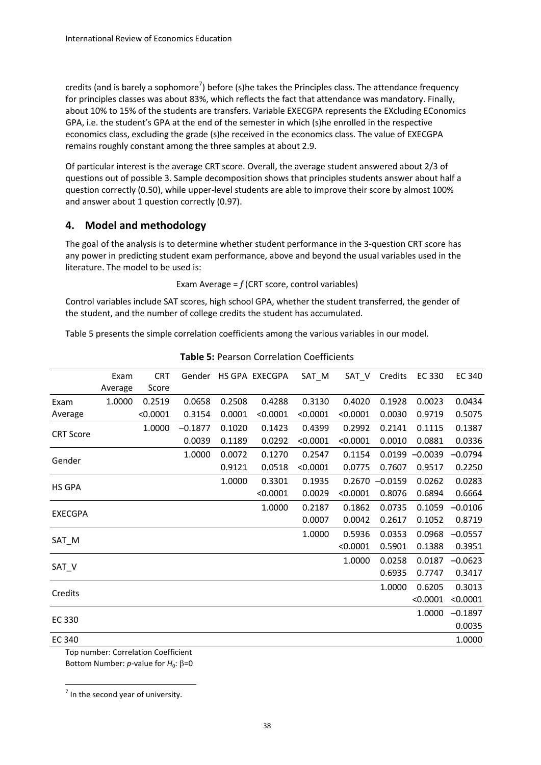credits (and is barely a sophomore[7]) before (s)he takes the Principles class. The attendance frequency for principles classes was about 83%, which reflects the fact that attendance was mandatory. Finally, about 10% to 15% of the students are transfers. Variable EXECGPA represents the EXcluding ECconomics GPA, i.e. the student's GPA at the end of the semester in which (s)he enrolled in the respective economics class, excluding the grade (s)he received in the economics class. The value of EXECGPA remains roughly constant among the three samples at about 2.9.

Of particular interest is the average CRT score. Overall, the average student answered about 2/3 of questions out of possible 3. Sample decomposition shows that principles students answer about half a question correctly (0.50), while upper-level students are able to improve their score by almost 100% and answer about 1 question correctly (0.97).

## 4. Model and methodology

The goal of the analysis is to determine whether student performance in the 3-question CRT score has any power in predicting student exam performance, above and beyond the usual variables used in the literature. The model to be used is:

Exam Average = *f* (CRT score, control variables)

Control variables include SAT scores, high school GPA, whether the student transferred, the gender of the student, and the number of college credits the student has accumulated.

Table 5 presents the simple correlation coefficients among the various variables in our model.

**Table 5:** Pearson Correlation Coefficients

| | Exam Average | CRT Score | Gender | HS GPA | EXECGPA | SAT_M | SAT_V | Credits | EC 330 | EC 340 |
|---|---|---|---|---|---|---|---|---|---|---|
| Exam Average | 1.0000 | 0.2519 | 0.0658 | 0.2508 | 0.4288 | 0.3130 | 0.4020 | 0.1928 | 0.0023 | 0.0434 |
| | | <0.0001 | 0.3154 | 0.0001 | <0.0001 | <0.0001 | <0.0001 | 0.0030 | 0.9719 | 0.5075 |
| CRT Score | | 1.0000 | –0.1877 | 0.1020 | 0.1423 | 0.4399 | 0.2992 | 0.2141 | 0.1115 | 0.1387 |
| | | | 0.0039 | 0.1189 | 0.0292 | <0.0001 | <0.0001 | 0.0010 | 0.0881 | 0.0336 |
| Gender | | | 1.0000 | 0.0072 | 0.1270 | 0.2547 | 0.1154 | 0.0199 | –0.0039 | –0.0794 |
| | | | | 0.9121 | 0.0518 | <0.0001 | 0.0775 | 0.7607 | 0.9517 | 0.2250 |
| HS GPA | | | | 1.0000 | 0.3301 | 0.1935 | 0.2670 | –0.0159 | 0.0262 | 0.0283 |
| | | | | | <0.0001 | 0.0029 | <0.0001 | 0.8076 | 0.6894 | 0.6664 |
| EXECGPA | | | | | 1.0000 | 0.2187 | 0.1862 | 0.0735 | 0.1059 | –0.0106 |
| | | | | | | 0.0007 | 0.0042 | 0.2617 | 0.1052 | 0.8719 |
| SAT_M | | | | | | 1.0000 | 0.5936 | 0.0353 | 0.0968 | –0.0557 |
| | | | | | | | <0.0001 | 0.5901 | 0.1388 | 0.3951 |
| SAT_V | | | | | | | 1.0000 | 0.0258 | 0.0187 | –0.0623 |
| | | | | | | | | 0.6935 | 0.7747 | 0.3417 |
| Credits | | | | | | | | 1.0000 | 0.6205 | 0.3013 |
| | | | | | | | | | <0.0001 | <0.0001 |
| EC 330 | | | | | | | | | 1.0000 | –0.1897 |
| | | | | | | | | | | 0.0035 |
| EC 340 | | | | | | | | | | 1.0000 |

Top number: Correlation Coefficient
Bottom Number: *p*-value for $H_0$: $\beta$=0

[7] In the second year of university.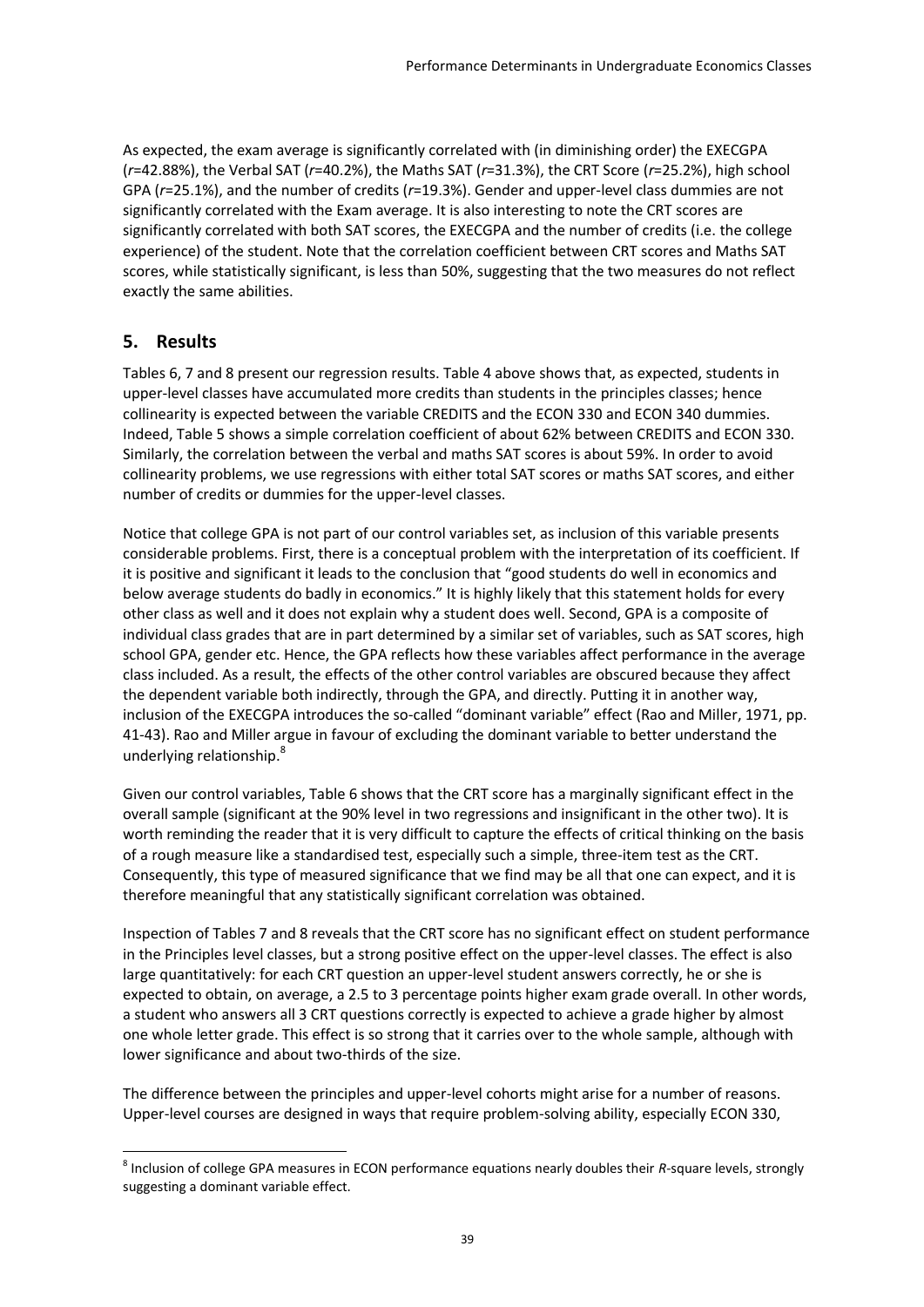As expected, the exam average is significantly correlated with (in diminishing order) the EXECGPA ($r$=42.88%), the Verbal SAT ($r$=40.2%), the Maths SAT ($r$=31.3%), the CRT Score ($r$=25.2%), high school GPA ($r$=25.1%), and the number of credits ($r$=19.3%). Gender and upper-level class dummies are not significantly correlated with the Exam average. It is also interesting to note the CRT scores are significantly correlated with both SAT scores, the EXECGPA and the number of credits (i.e. the college experience) of the student. Note that the correlation coefficient between CRT scores and Maths SAT scores, while statistically significant, is less than 50%, suggesting that the two measures do not reflect exactly the same abilities.

## 5. Results

Tables 6, 7 and 8 present our regression results. Table 4 above shows that, as expected, students in upper-level classes have accumulated more credits than students in the principles classes; hence collinearity is expected between the variable CREDITS and the ECON 330 and ECON 340 dummies. Indeed, Table 5 shows a simple correlation coefficient of about 62% between CREDITS and ECON 330. Similarly, the correlation between the verbal and maths SAT scores is about 59%. In order to avoid collinearity problems, we use regressions with either total SAT scores or maths SAT scores, and either number of credits or dummies for the upper-level classes.

Notice that college GPA is not part of our control variables set, as inclusion of this variable presents considerable problems. First, there is a conceptual problem with the interpretation of its coefficient. If it is positive and significant it leads to the conclusion that "good students do well in economics and below average students do badly in economics." It is highly likely that this statement holds for every other class as well and it does not explain why a student does well. Second, GPA is a composite of individual class grades that are in part determined by a similar set of variables, such as SAT scores, high school GPA, gender etc. Hence, the GPA reflects how these variables affect performance in the average class included. As a result, the effects of the other control variables are obscured because they affect the dependent variable both indirectly, through the GPA, and directly. Putting it in another way, inclusion of the EXECGPA introduces the so-called "dominant variable" effect (Rao and Miller, 1971, pp. 41-43). Rao and Miller argue in favour of excluding the dominant variable to better understand the underlying relationship.[8]

Given our control variables, Table 6 shows that the CRT score has a marginally significant effect in the overall sample (significant at the 90% level in two regressions and insignificant in the other two). It is worth reminding the reader that it is very difficult to capture the effects of critical thinking on the basis of a rough measure like a standardised test, especially such a simple, three-item test as the CRT. Consequently, this type of measured significance that we find may be all that one can expect, and it is therefore meaningful that any statistically significant correlation was obtained.

Inspection of Tables 7 and 8 reveals that the CRT score has no significant effect on student performance in the Principles level classes, but a strong positive effect on the upper-level classes. The effect is also large quantitatively: for each CRT question an upper-level student answers correctly, he or she is expected to obtain, on average, a 2.5 to 3 percentage points higher exam grade overall. In other words, a student who answers all 3 CRT questions correctly is expected to achieve a grade higher by almost one whole letter grade. This effect is so strong that it carries over to the whole sample, although with lower significance and about two-thirds of the size.

The difference between the principles and upper-level cohorts might arise for a number of reasons. Upper-level courses are designed in ways that require problem-solving ability, especially ECON 330,

[8] Inclusion of college GPA measures in ECON performance equations nearly doubles their $R$-square levels, strongly suggesting a dominant variable effect.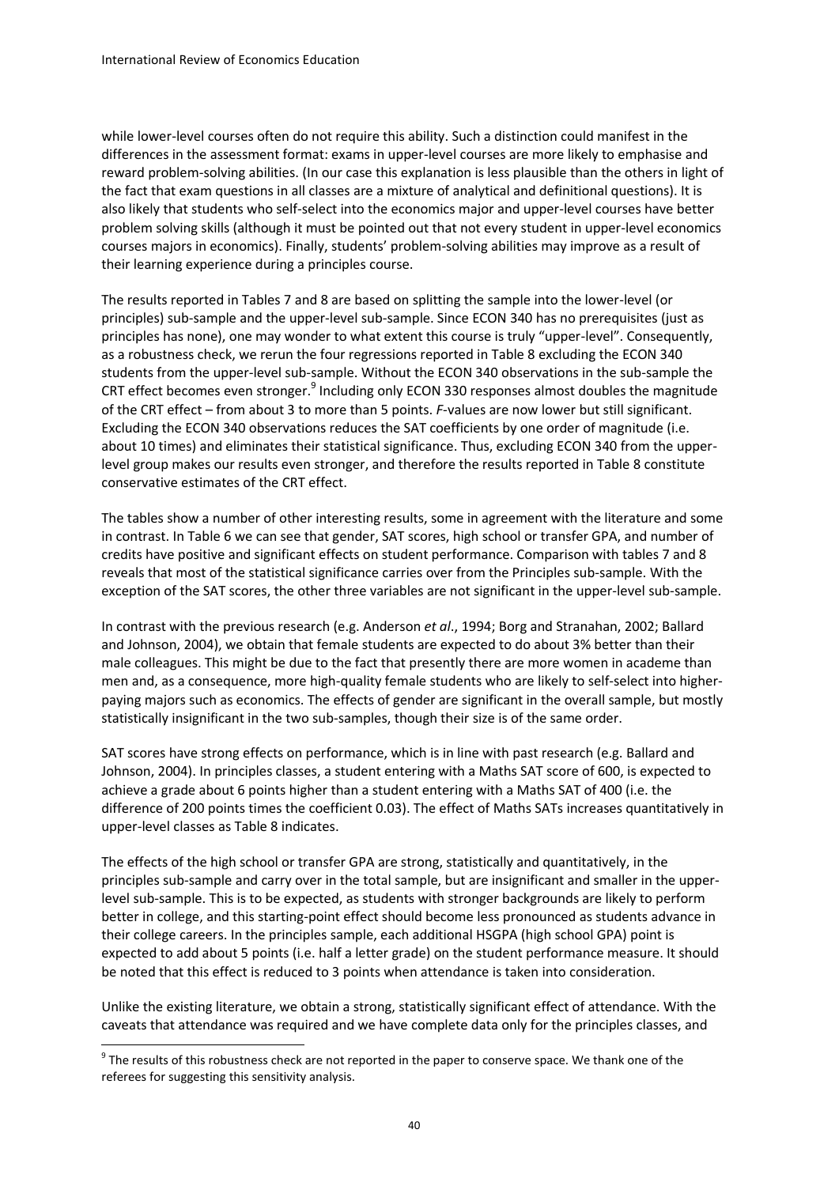while lower-level courses often do not require this ability. Such a distinction could manifest in the differences in the assessment format: exams in upper-level courses are more likely to emphasise and reward problem-solving abilities. (In our case this explanation is less plausible than the others in light of the fact that exam questions in all classes are a mixture of analytical and definitional questions). It is also likely that students who self-select into the economics major and upper-level courses have better problem solving skills (although it must be pointed out that not every student in upper-level economics courses majors in economics). Finally, students' problem-solving abilities may improve as a result of their learning experience during a principles course.

The results reported in Tables 7 and 8 are based on splitting the sample into the lower-level (or principles) sub-sample and the upper-level sub-sample. Since ECON 340 has no prerequisites (just as principles has none), one may wonder to what extent this course is truly "upper-level". Consequently, as a robustness check, we rerun the four regressions reported in Table 8 excluding the ECON 340 students from the upper-level sub-sample. Without the ECON 340 observations in the sub-sample the CRT effect becomes even stronger.[9] Including only ECON 330 responses almost doubles the magnitude of the CRT effect – from about 3 to more than 5 points. *F*-values are now lower but still significant. Excluding the ECON 340 observations reduces the SAT coefficients by one order of magnitude (i.e. about 10 times) and eliminates their statistical significance. Thus, excluding ECON 340 from the upper-level group makes our results even stronger, and therefore the results reported in Table 8 constitute conservative estimates of the CRT effect.

The tables show a number of other interesting results, some in agreement with the literature and some in contrast. In Table 6 we can see that gender, SAT scores, high school or transfer GPA, and number of credits have positive and significant effects on student performance. Comparison with tables 7 and 8 reveals that most of the statistical significance carries over from the Principles sub-sample. With the exception of the SAT scores, the other three variables are not significant in the upper-level sub-sample.

In contrast with the previous research (e.g. Anderson *et al*., 1994; Borg and Stranahan, 2002; Ballard and Johnson, 2004), we obtain that female students are expected to do about 3% better than their male colleagues. This might be due to the fact that presently there are more women in academe than men and, as a consequence, more high-quality female students who are likely to self-select into higher-paying majors such as economics. The effects of gender are significant in the overall sample, but mostly statistically insignificant in the two sub-samples, though their size is of the same order.

SAT scores have strong effects on performance, which is in line with past research (e.g. Ballard and Johnson, 2004). In principles classes, a student entering with a Maths SAT score of 600, is expected to achieve a grade about 6 points higher than a student entering with a Maths SAT of 400 (i.e. the difference of 200 points times the coefficient 0.03). The effect of Maths SATs increases quantitatively in upper-level classes as Table 8 indicates.

The effects of the high school or transfer GPA are strong, statistically and quantitatively, in the principles sub-sample and carry over in the total sample, but are insignificant and smaller in the upper-level sub-sample. This is to be expected, as students with stronger backgrounds are likely to perform better in college, and this starting-point effect should become less pronounced as students advance in their college careers. In the principles sample, each additional HSGPA (high school GPA) point is expected to add about 5 points (i.e. half a letter grade) on the student performance measure. It should be noted that this effect is reduced to 3 points when attendance is taken into consideration.

Unlike the existing literature, we obtain a strong, statistically significant effect of attendance. With the caveats that attendance was required and we have complete data only for the principles classes, and

[9] The results of this robustness check are not reported in the paper to conserve space. We thank one of the referees for suggesting this sensitivity analysis.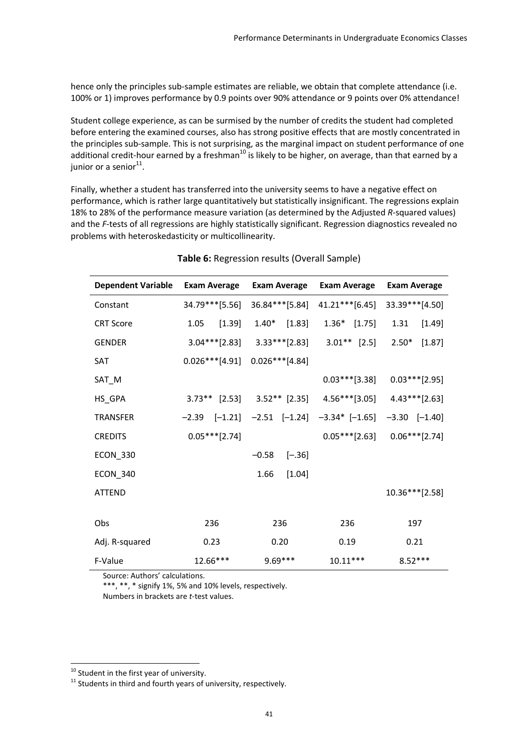hence only the principles sub-sample estimates are reliable, we obtain that complete attendance (i.e. 100% or 1) improves performance by 0.9 points over 90% attendance or 9 points over 0% attendance!

Student college experience, as can be surmised by the number of credits the student had completed before entering the examined courses, also has strong positive effects that are mostly concentrated in the principles sub-sample. This is not surprising, as the marginal impact on student performance of one additional credit-hour earned by a freshman[10] is likely to be higher, on average, than that earned by a junior or a senior[11].

Finally, whether a student has transferred into the university seems to have a negative effect on performance, which is rather large quantitatively but statistically insignificant. The regressions explain 18% to 28% of the performance measure variation (as determined by the Adjusted *R*-squared values) and the *F*-tests of all regressions are highly statistically significant. Regression diagnostics revealed no problems with heteroskedasticity or multicollinearity.

**Table 6:** Regression results (Overall Sample)

| Dependent Variable | Exam Average | Exam Average | Exam Average | Exam Average |
|---|---|---|---|---|
| Constant | 34.79***[5.56] | 36.84***[5.84] | 41.21***[6.45] | 33.39***[4.50] |
| CRT Score | 1.05 [1.39] | 1.40* [1.83] | 1.36* [1.75] | 1.31 [1.49] |
| GENDER | 3.04***[2.83] | 3.33***[2.83] | 3.01** [2.5] | 2.50* [1.87] |
| SAT | 0.026***[4.91] | 0.026***[4.84] | | |
| SAT_M | | | 0.03***[3.38] | 0.03***[2.95] |
| HS_GPA | 3.73** [2.53] | 3.52** [2.35] | 4.56***[3.05] | 4.43***[2.63] |
| TRANSFER | –2.39 [–1.21] | –2.51 [–1.24] | –3.34* [–1.65] | –3.30 [–1.40] |
| CREDITS | 0.05***[2.74] | | 0.05***[2.63] | 0.06***[2.74] |
| ECON_330 | | –0.58 [–.36] | | |
| ECON_340 | | 1.66 [1.04] | | |
| ATTEND | | | | 10.36***[2.58] |
| Obs | 236 | 236 | 236 | 197 |
| Adj. R-squared | 0.23 | 0.20 | 0.19 | 0.21 |
| F-Value | 12.66*** | 9.69*** | 10.11*** | 8.52*** |

Source: Authors' calculations.
***, **, * signify 1%, 5% and 10% levels, respectively.
Numbers in brackets are *t*-test values.

[10] Student in the first year of university.

[11] Students in third and fourth years of university, respectively.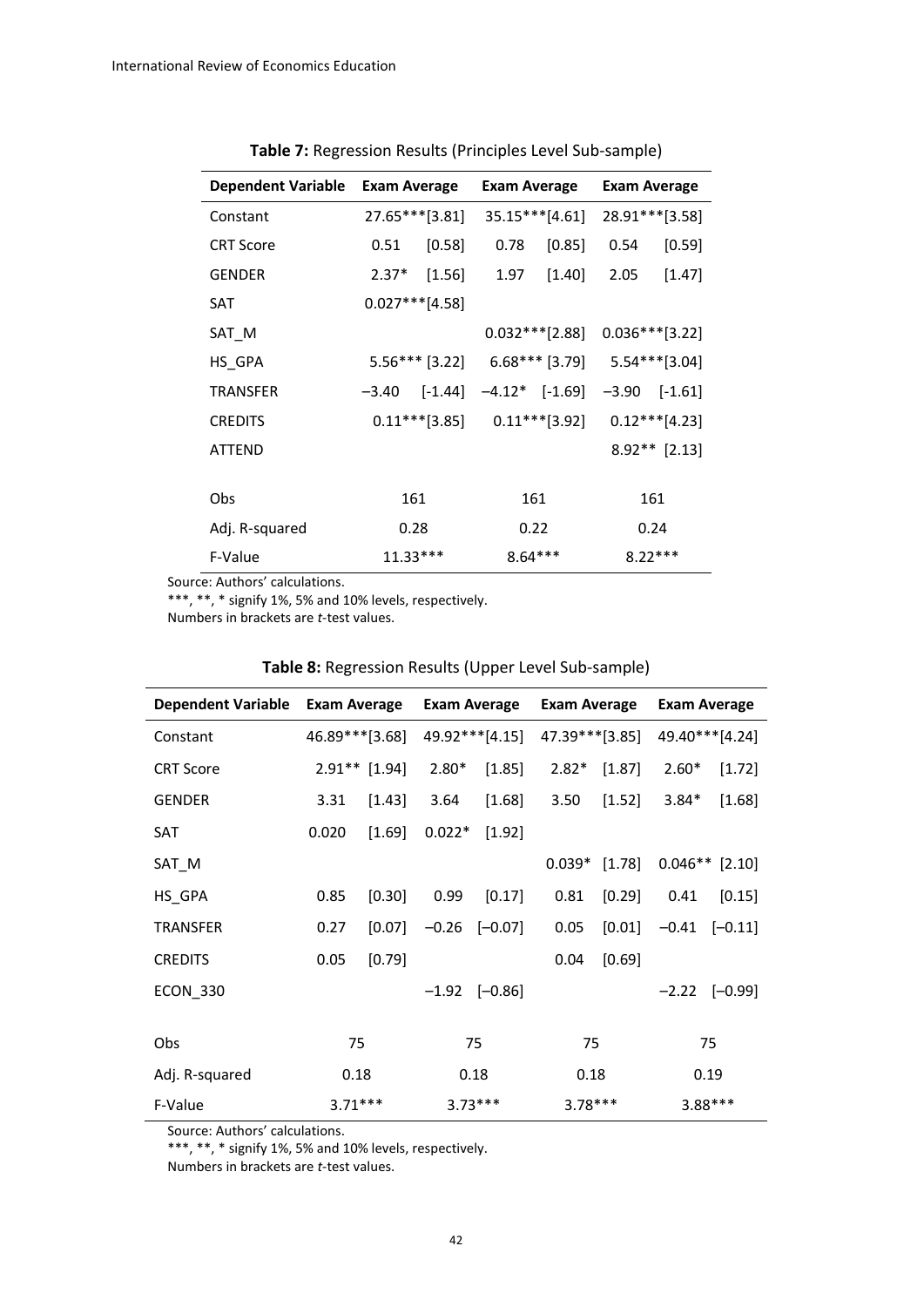**Table 7:** Regression Results (Principles Level Sub-sample)

| Dependent Variable | Exam Average | Exam Average | Exam Average |
|---|---|---|---|
| Constant | 27.65***[3.81] | 35.15***[4.61] | 28.91***[3.58] |
| CRT Score | 0.51 [0.58] | 0.78 [0.85] | 0.54 [0.59] |
| GENDER | 2.37* [1.56] | 1.97 [1.40] | 2.05 [1.47] |
| SAT | 0.027***[4.58] | | |
| SAT_M | | 0.032***[2.88] | 0.036***[3.22] |
| HS_GPA | 5.56*** [3.22] | 6.68*** [3.79] | 5.54***[3.04] |
| TRANSFER | –3.40 [-1.44] | –4.12* [-1.69] | –3.90 [-1.61] |
| CREDITS | 0.11***[3.85] | 0.11***[3.92] | 0.12***[4.23] |
| ATTEND | | | 8.92** [2.13] |
| | | | |
| Obs | 161 | 161 | 161 |
| Adj. R-squared | 0.28 | 0.22 | 0.24 |
| F-Value | 11.33*** | 8.64*** | 8.22*** |

Source: Authors' calculations.
***, **, * signify 1%, 5% and 10% levels, respectively.
Numbers in brackets are *t*-test values.

**Table 8:** Regression Results (Upper Level Sub-sample)

| Dependent Variable | Exam Average | Exam Average | Exam Average | Exam Average |
|---|---|---|---|---|
| Constant | 46.89***[3.68] | 49.92***[4.15] | 47.39***[3.85] | 49.40***[4.24] |
| CRT Score | 2.91** [1.94] | 2.80* [1.85] | 2.82* [1.87] | 2.60* [1.72] |
| GENDER | 3.31 [1.43] | 3.64 [1.68] | 3.50 [1.52] | 3.84* [1.68] |
| SAT | 0.020 [1.69] | 0.022* [1.92] | | |
| SAT_M | | | 0.039* [1.78] | 0.046** [2.10] |
| HS_GPA | 0.85 [0.30] | 0.99 [0.17] | 0.81 [0.29] | 0.41 [0.15] |
| TRANSFER | 0.27 [0.07] | –0.26 [–0.07] | 0.05 [0.01] | –0.41 [–0.11] |
| CREDITS | 0.05 [0.79] | | 0.04 [0.69] | |
| ECON_330 | | –1.92 [–0.86] | | –2.22 [–0.99] |
| | | | | |
| Obs | 75 | 75 | 75 | 75 |
| Adj. R-squared | 0.18 | 0.18 | 0.18 | 0.19 |
| F-Value | 3.71*** | 3.73*** | 3.78*** | 3.88*** |

Source: Authors' calculations.
***, **, * signify 1%, 5% and 10% levels, respectively.
Numbers in brackets are *t*-test values.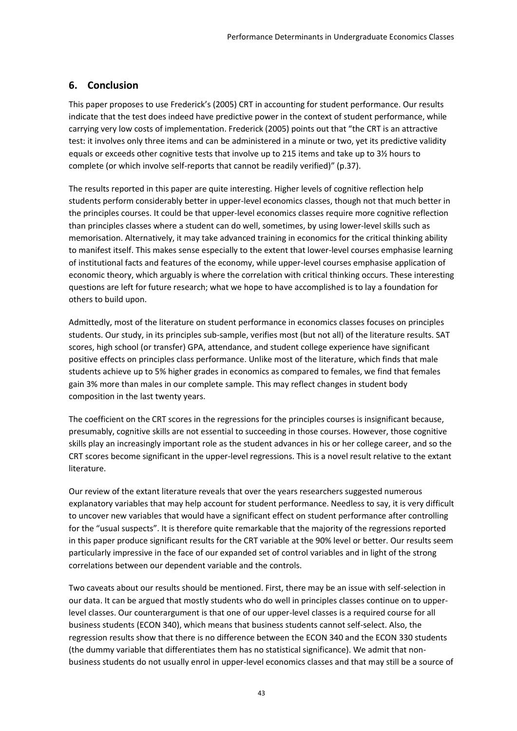## 6. Conclusion

This paper proposes to use Frederick's (2005) CRT in accounting for student performance. Our results indicate that the test does indeed have predictive power in the context of student performance, while carrying very low costs of implementation. Frederick (2005) points out that "the CRT is an attractive test: it involves only three items and can be administered in a minute or two, yet its predictive validity equals or exceeds other cognitive tests that involve up to 215 items and take up to 3½ hours to complete (or which involve self-reports that cannot be readily verified)" (p.37).

The results reported in this paper are quite interesting. Higher levels of cognitive reflection help students perform considerably better in upper-level economics classes, though not that much better in the principles courses. It could be that upper-level economics classes require more cognitive reflection than principles classes where a student can do well, sometimes, by using lower-level skills such as memorisation. Alternatively, it may take advanced training in economics for the critical thinking ability to manifest itself. This makes sense especially to the extent that lower-level courses emphasise learning of institutional facts and features of the economy, while upper-level courses emphasise application of economic theory, which arguably is where the correlation with critical thinking occurs. These interesting questions are left for future research; what we hope to have accomplished is to lay a foundation for others to build upon.

Admittedly, most of the literature on student performance in economics classes focuses on principles students. Our study, in its principles sub-sample, verifies most (but not all) of the literature results. SAT scores, high school (or transfer) GPA, attendance, and student college experience have significant positive effects on principles class performance. Unlike most of the literature, which finds that male students achieve up to 5% higher grades in economics as compared to females, we find that females gain 3% more than males in our complete sample. This may reflect changes in student body composition in the last twenty years.

The coefficient on the CRT scores in the regressions for the principles courses is insignificant because, presumably, cognitive skills are not essential to succeeding in those courses. However, those cognitive skills play an increasingly important role as the student advances in his or her college career, and so the CRT scores become significant in the upper-level regressions. This is a novel result relative to the extant literature.

Our review of the extant literature reveals that over the years researchers suggested numerous explanatory variables that may help account for student performance. Needless to say, it is very difficult to uncover new variables that would have a significant effect on student performance after controlling for the "usual suspects". It is therefore quite remarkable that the majority of the regressions reported in this paper produce significant results for the CRT variable at the 90% level or better. Our results seem particularly impressive in the face of our expanded set of control variables and in light of the strong correlations between our dependent variable and the controls.

Two caveats about our results should be mentioned. First, there may be an issue with self-selection in our data. It can be argued that mostly students who do well in principles classes continue on to upper-level classes. Our counterargument is that one of our upper-level classes is a required course for all business students (ECON 340), which means that business students cannot self-select. Also, the regression results show that there is no difference between the ECON 340 and the ECON 330 students (the dummy variable that differentiates them has no statistical significance). We admit that non-business students do not usually enrol in upper-level economics classes and that may still be a source of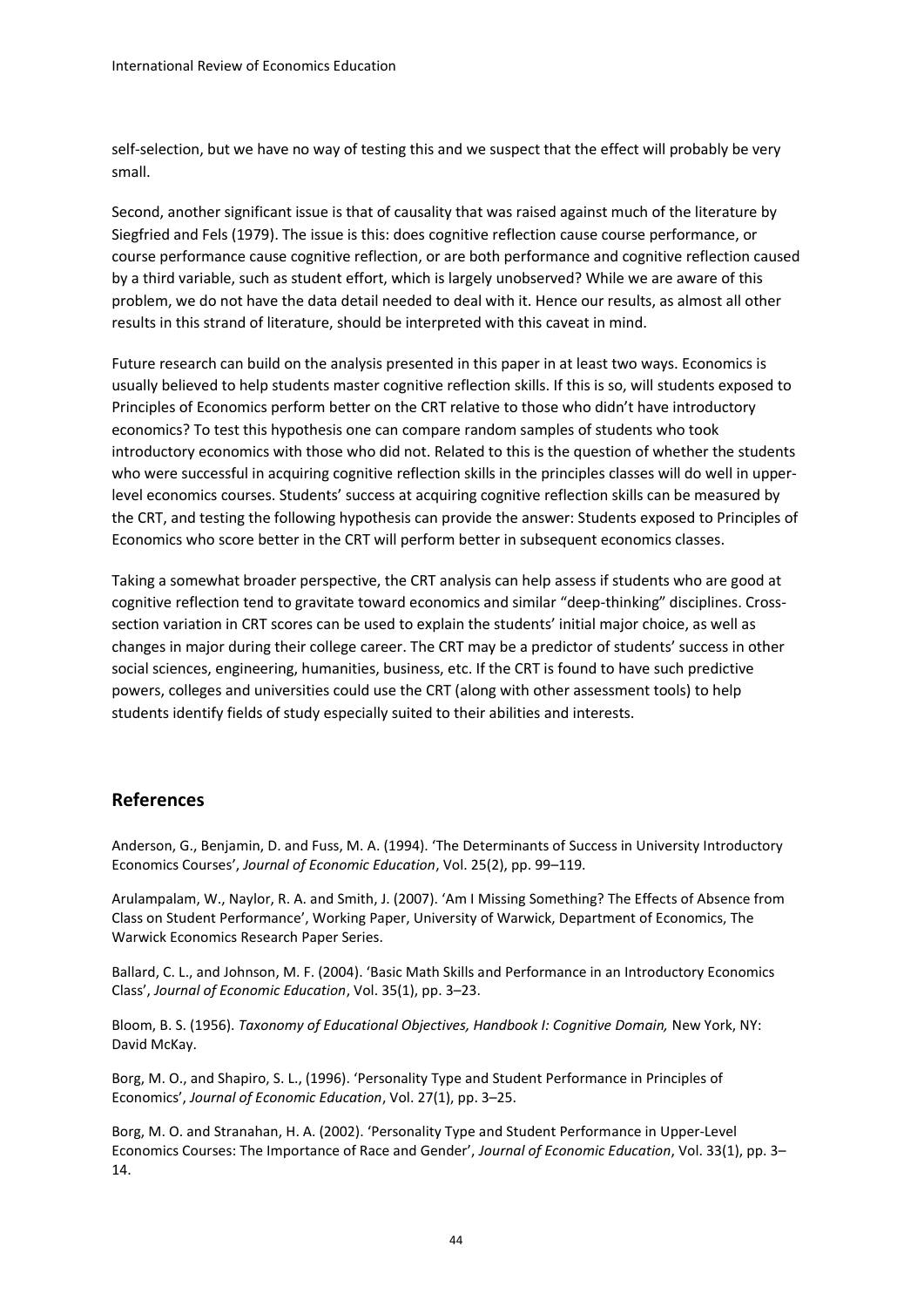self-selection, but we have no way of testing this and we suspect that the effect will probably be very small.

Second, another significant issue is that of causality that was raised against much of the literature by Siegfried and Fels (1979). The issue is this: does cognitive reflection cause course performance, or course performance cause cognitive reflection, or are both performance and cognitive reflection caused by a third variable, such as student effort, which is largely unobserved? While we are aware of this problem, we do not have the data detail needed to deal with it. Hence our results, as almost all other results in this strand of literature, should be interpreted with this caveat in mind.

Future research can build on the analysis presented in this paper in at least two ways. Economics is usually believed to help students master cognitive reflection skills. If this is so, will students exposed to Principles of Economics perform better on the CRT relative to those who didn't have introductory economics? To test this hypothesis one can compare random samples of students who took introductory economics with those who did not. Related to this is the question of whether the students who were successful in acquiring cognitive reflection skills in the principles classes will do well in upper-level economics courses. Students' success at acquiring cognitive reflection skills can be measured by the CRT, and testing the following hypothesis can provide the answer: Students exposed to Principles of Economics who score better in the CRT will perform better in subsequent economics classes.

Taking a somewhat broader perspective, the CRT analysis can help assess if students who are good at cognitive reflection tend to gravitate toward economics and similar "deep-thinking" disciplines. Cross-section variation in CRT scores can be used to explain the students' initial major choice, as well as changes in major during their college career. The CRT may be a predictor of students' success in other social sciences, engineering, humanities, business, etc. If the CRT is found to have such predictive powers, colleges and universities could use the CRT (along with other assessment tools) to help students identify fields of study especially suited to their abilities and interests.

## References

Anderson, G., Benjamin, D. and Fuss, M. A. (1994). 'The Determinants of Success in University Introductory Economics Courses', *Journal of Economic Education*, Vol. 25(2), pp. 99–119.

Arulampalam, W., Naylor, R. A. and Smith, J. (2007). 'Am I Missing Something? The Effects of Absence from Class on Student Performance', Working Paper, University of Warwick, Department of Economics, The Warwick Economics Research Paper Series.

Ballard, C. L., and Johnson, M. F. (2004). 'Basic Math Skills and Performance in an Introductory Economics Class', *Journal of Economic Education*, Vol. 35(1), pp. 3–23.

Bloom, B. S. (1956). *Taxonomy of Educational Objectives, Handbook I: Cognitive Domain,* New York, NY: David McKay.

Borg, M. O., and Shapiro, S. L., (1996). 'Personality Type and Student Performance in Principles of Economics', *Journal of Economic Education*, Vol. 27(1), pp. 3–25.

Borg, M. O. and Stranahan, H. A. (2002). 'Personality Type and Student Performance in Upper-Level Economics Courses: The Importance of Race and Gender', *Journal of Economic Education*, Vol. 33(1), pp. 3–14.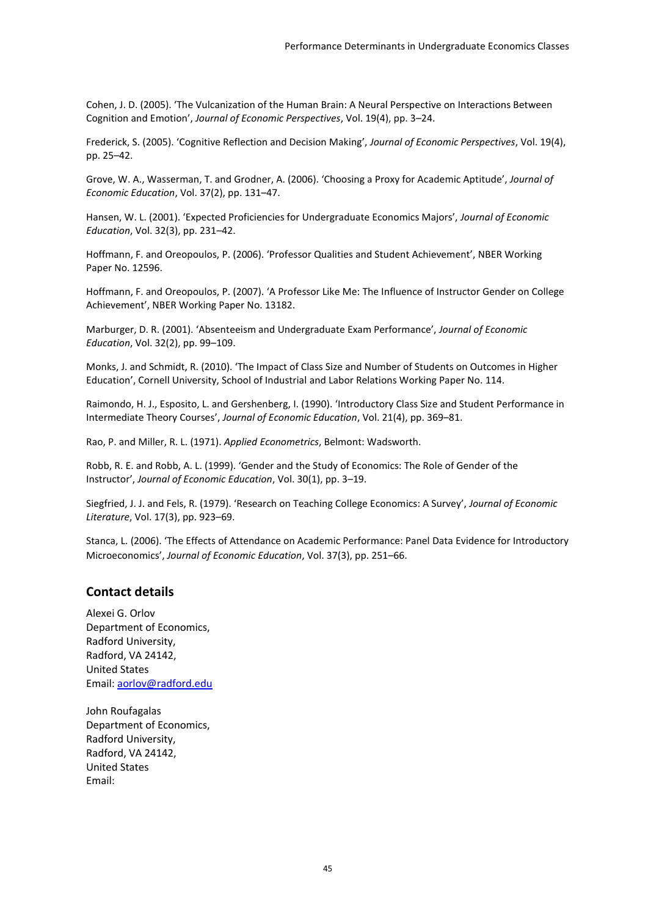Cohen, J. D. (2005). 'The Vulcanization of the Human Brain: A Neural Perspective on Interactions Between Cognition and Emotion', *Journal of Economic Perspectives*, Vol. 19(4), pp. 3–24.

Frederick, S. (2005). 'Cognitive Reflection and Decision Making', *Journal of Economic Perspectives*, Vol. 19(4), pp. 25–42.

Grove, W. A., Wasserman, T. and Grodner, A. (2006). 'Choosing a Proxy for Academic Aptitude', *Journal of Economic Education*, Vol. 37(2), pp. 131–47.

Hansen, W. L. (2001). 'Expected Proficiencies for Undergraduate Economics Majors', *Journal of Economic Education*, Vol. 32(3), pp. 231–42.

Hoffmann, F. and Oreopoulos, P. (2006). 'Professor Qualities and Student Achievement', NBER Working Paper No. 12596.

Hoffmann, F. and Oreopoulos, P. (2007). 'A Professor Like Me: The Influence of Instructor Gender on College Achievement', NBER Working Paper No. 13182.

Marburger, D. R. (2001). 'Absenteeism and Undergraduate Exam Performance', *Journal of Economic Education*, Vol. 32(2), pp. 99–109.

Monks, J. and Schmidt, R. (2010). 'The Impact of Class Size and Number of Students on Outcomes in Higher Education', Cornell University, School of Industrial and Labor Relations Working Paper No. 114.

Raimondo, H. J., Esposito, L. and Gershenberg, I. (1990). 'Introductory Class Size and Student Performance in Intermediate Theory Courses', *Journal of Economic Education*, Vol. 21(4), pp. 369–81.

Rao, P. and Miller, R. L. (1971). *Applied Econometrics*, Belmont: Wadsworth.

Robb, R. E. and Robb, A. L. (1999). 'Gender and the Study of Economics: The Role of Gender of the Instructor', *Journal of Economic Education*, Vol. 30(1), pp. 3–19.

Siegfried, J. J. and Fels, R. (1979). 'Research on Teaching College Economics: A Survey', *Journal of Economic Literature*, Vol. 17(3), pp. 923–69.

Stanca, L. (2006). 'The Effects of Attendance on Academic Performance: Panel Data Evidence for Introductory Microeconomics', *Journal of Economic Education*, Vol. 37(3), pp. 251–66.

## Contact details

Alexei G. Orlov  
Department of Economics,  
Radford University,  
Radford, VA 24142,  
United States  
Email: aorlov@radford.edu

John Roufagalas  
Department of Economics,  
Radford University,  
Radford, VA 24142,  
United States  
Email: